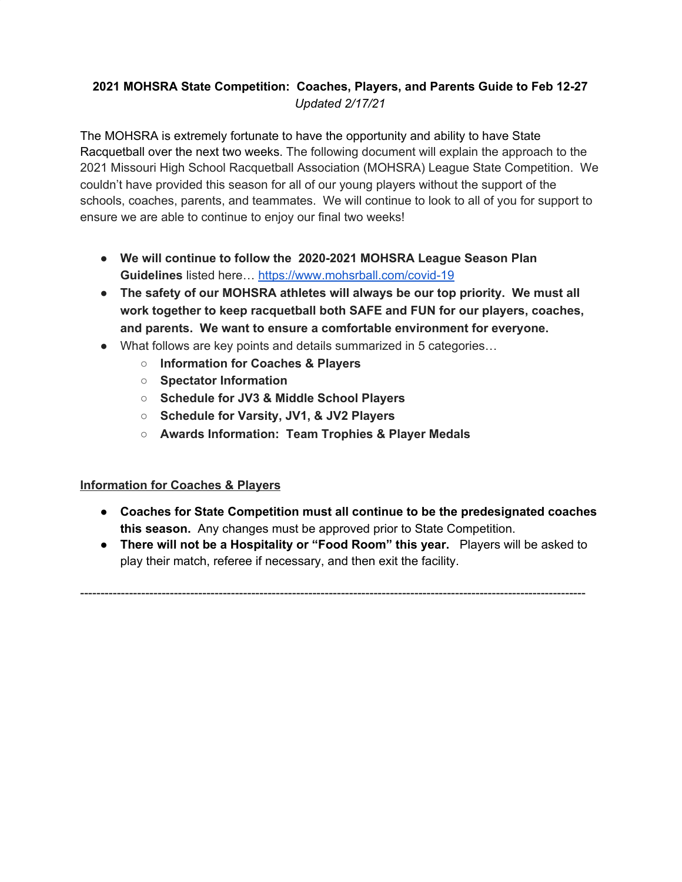**2021 MOHSRA State Competition: Coaches, Players, and Parents Guide to Feb 12-27**
*Updated 2/17/21*

The MOHSRA is extremely fortunate to have the opportunity and ability to have State Racquetball over the next two weeks. The following document will explain the approach to the 2021 Missouri High School Racquetball Association (MOHSRA) League State Competition. We couldn't have provided this season for all of our young players without the support of the schools, coaches, parents, and teammates. We will continue to look to all of you for support to ensure we are able to continue to enjoy our final two weeks!

- **We will continue to follow the 2020-2021 MOHSRA League Season Plan Guidelines** listed here… [https://www.mohsrball.com/covid-19](https://www.mohsrball.com/covid-19)
- **The safety of our MOHSRA athletes will always be our top priority. We must all work together to keep racquetball both SAFE and FUN for our players, coaches, and parents. We want to ensure a comfortable environment for everyone.**
- What follows are key points and details summarized in 5 categories…
  - **Information for Coaches & Players**
  - **Spectator Information**
  - **Schedule for JV3 & Middle School Players**
  - **Schedule for Varsity, JV1, & JV2 Players**
  - **Awards Information: Team Trophies & Player Medals**

## Information for Coaches & Players

- **Coaches for State Competition must all continue to be the predesignated coaches this season.** Any changes must be approved prior to State Competition.
- **There will not be a Hospitality or "Food Room" this year.** Players will be asked to play their match, referee if necessary, and then exit the facility.

---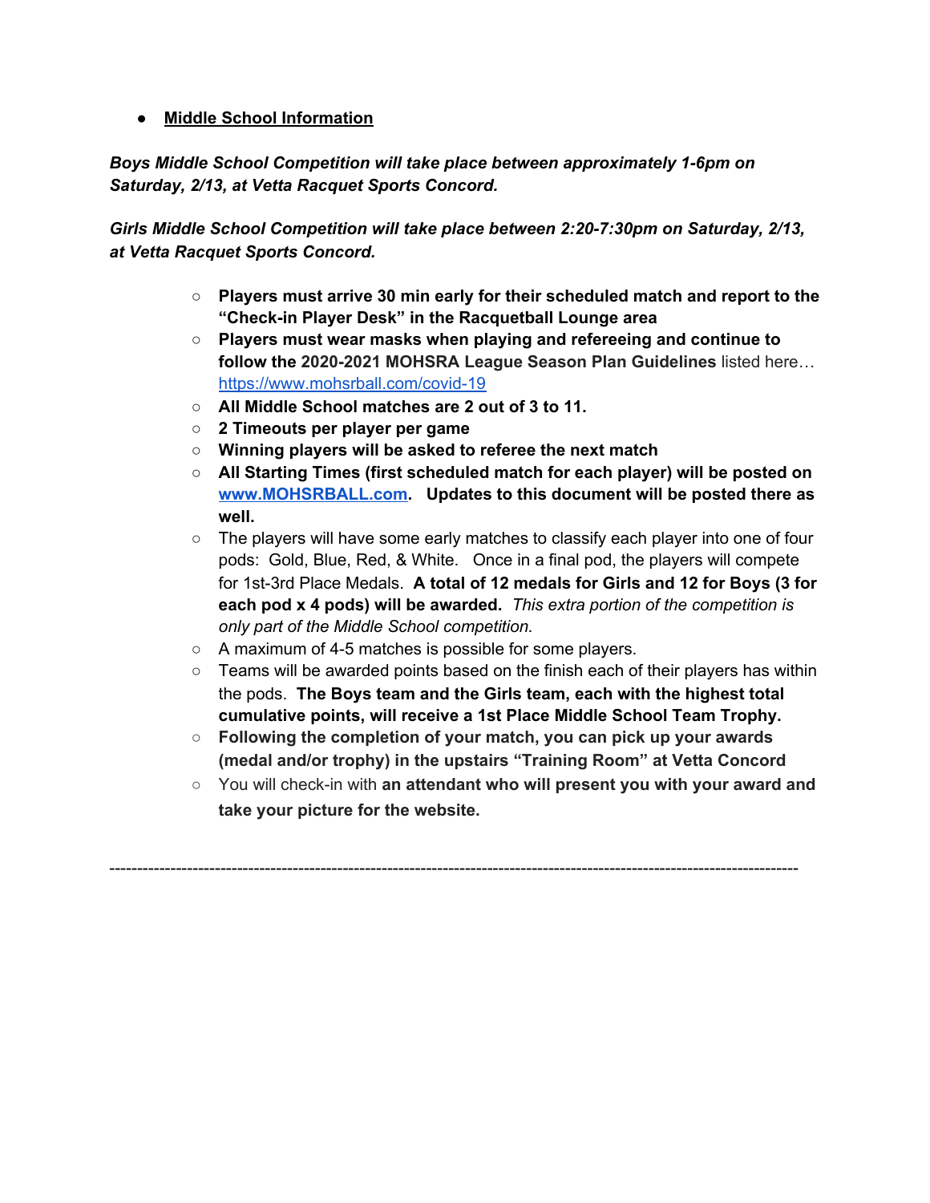- **Middle School Information**

***Boys Middle School Competition will take place between approximately 1-6pm on Saturday, 2/13, at Vetta Racquet Sports Concord.***

***Girls Middle School Competition will take place between 2:20-7:30pm on Saturday, 2/13, at Vetta Racquet Sports Concord.***

  - **Players must arrive 30 min early for their scheduled match and report to the "Check-in Player Desk" in the Racquetball Lounge area**
  - **Players must wear masks when playing and refereeing and continue to follow the 2020-2021 MOHSRA League Season Plan Guidelines** listed here… https://www.mohsrball.com/covid-19
  - **All Middle School matches are 2 out of 3 to 11.**
  - **2 Timeouts per player per game**
  - **Winning players will be asked to referee the next match**
  - **All Starting Times (first scheduled match for each player) will be posted on [www.MOHSRBALL.com](http://www.MOHSRBALL.com). Updates to this document will be posted there as well.**
  - The players will have some early matches to classify each player into one of four pods: Gold, Blue, Red, & White. Once in a final pod, the players will compete for 1st-3rd Place Medals. **A total of 12 medals for Girls and 12 for Boys (3 for each pod x 4 pods) will be awarded.** *This extra portion of the competition is only part of the Middle School competition.*
  - A maximum of 4-5 matches is possible for some players.
  - Teams will be awarded points based on the finish each of their players has within the pods. **The Boys team and the Girls team, each with the highest total cumulative points, will receive a 1st Place Middle School Team Trophy.**
  - **Following the completion of your match, you can pick up your awards (medal and/or trophy) in the upstairs "Training Room" at Vetta Concord**
  - You will check-in with **an attendant who will present you with your award and take your picture for the website.**

---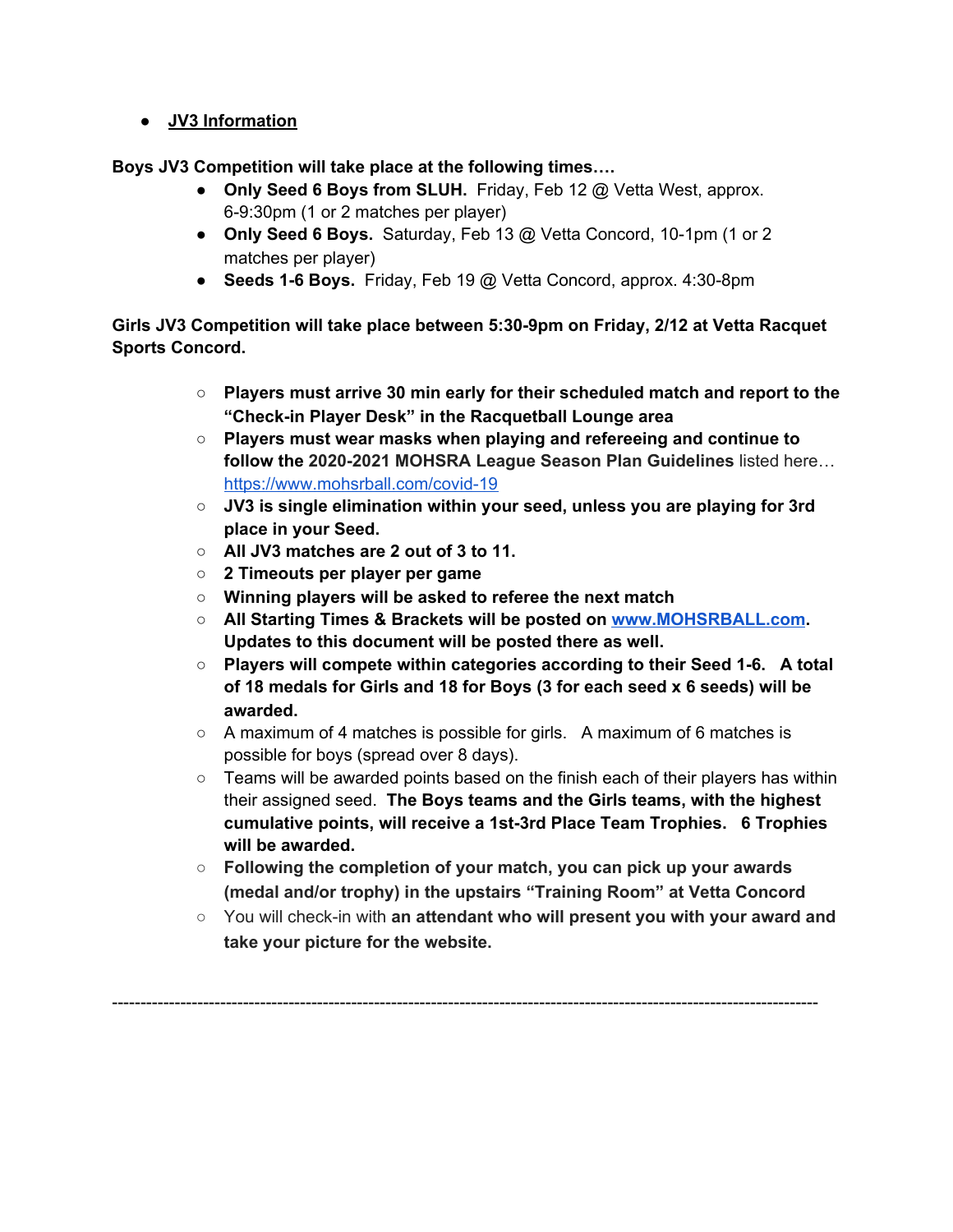- **JV3 Information**

**Boys JV3 Competition will take place at the following times….**

- **Only Seed 6 Boys from SLUH.** Friday, Feb 12 @ Vetta West, approx. 6-9:30pm (1 or 2 matches per player)
- **Only Seed 6 Boys.** Saturday, Feb 13 @ Vetta Concord, 10-1pm (1 or 2 matches per player)
- **Seeds 1-6 Boys.** Friday, Feb 19 @ Vetta Concord, approx. 4:30-8pm

**Girls JV3 Competition will take place between 5:30-9pm on Friday, 2/12 at Vetta Racquet Sports Concord.**

- **Players must arrive 30 min early for their scheduled match and report to the "Check-in Player Desk" in the Racquetball Lounge area**
- **Players must wear masks when playing and refereeing and continue to follow the 2020-2021 MOHSRA League Season Plan Guidelines** listed here… https://www.mohsrball.com/covid-19
- **JV3 is single elimination within your seed, unless you are playing for 3rd place in your Seed.**
- **All JV3 matches are 2 out of 3 to 11.**
- **2 Timeouts per player per game**
- **Winning players will be asked to referee the next match**
- **All Starting Times & Brackets will be posted on www.MOHSRBALL.com. Updates to this document will be posted there as well.**
- **Players will compete within categories according to their Seed 1-6. A total of 18 medals for Girls and 18 for Boys (3 for each seed x 6 seeds) will be awarded.**
- A maximum of 4 matches is possible for girls. A maximum of 6 matches is possible for boys (spread over 8 days).
- Teams will be awarded points based on the finish each of their players has within their assigned seed. **The Boys teams and the Girls teams, with the highest cumulative points, will receive a 1st-3rd Place Team Trophies. 6 Trophies will be awarded.**
- **Following the completion of your match, you can pick up your awards (medal and/or trophy) in the upstairs "Training Room" at Vetta Concord**
- You will check-in with **an attendant who will present you with your award and take your picture for the website.**

---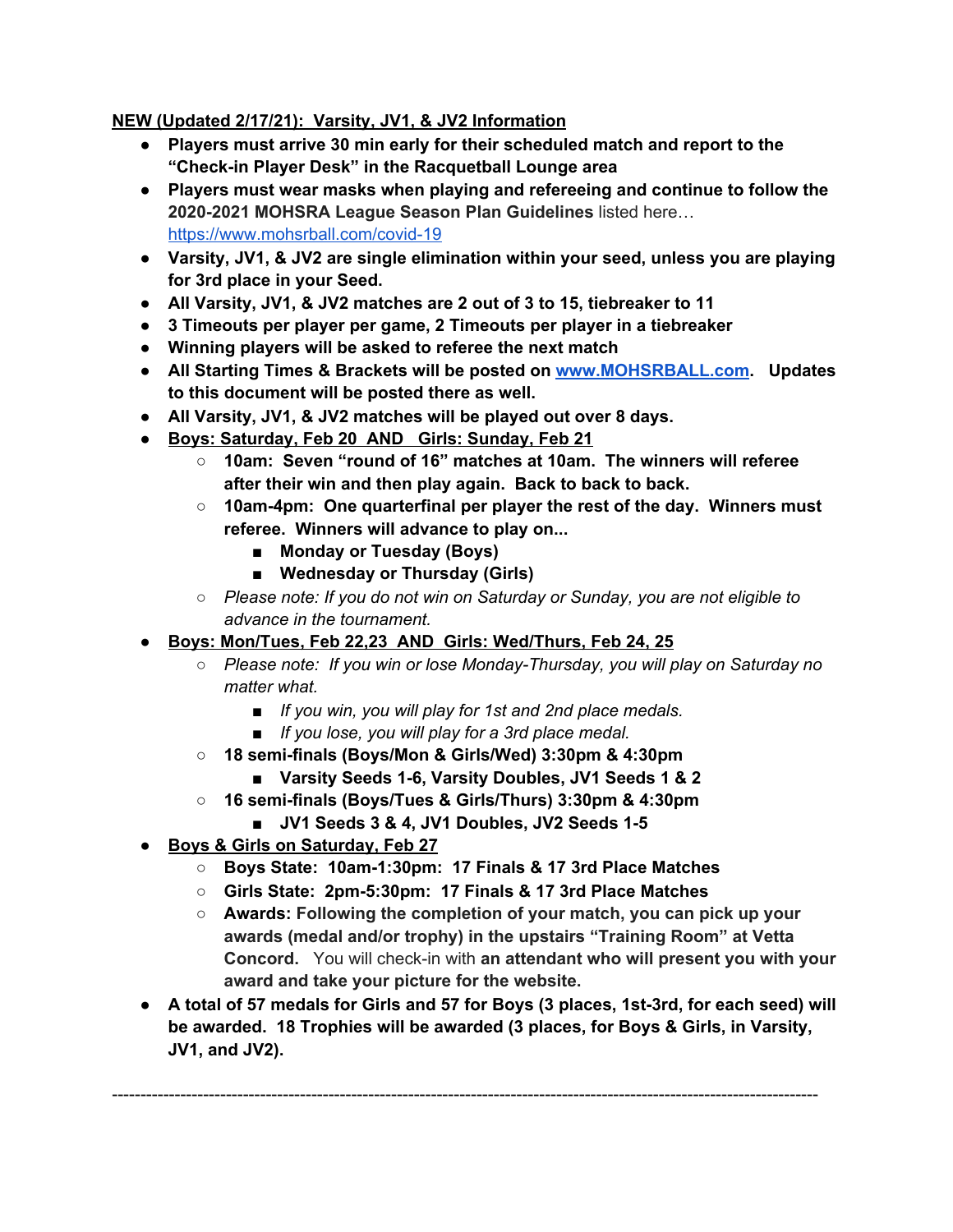**NEW (Updated 2/17/21): Varsity, JV1, & JV2 Information**

- **Players must arrive 30 min early for their scheduled match and report to the "Check-in Player Desk" in the Racquetball Lounge area**
- **Players must wear masks when playing and refereeing and continue to follow the 2020-2021 MOHSRA League Season Plan Guidelines** listed here… [https://www.mohsrball.com/covid-19](https://www.mohsrball.com/covid-19)
- **Varsity, JV1, & JV2 are single elimination within your seed, unless you are playing for 3rd place in your Seed.**
- **All Varsity, JV1, & JV2 matches are 2 out of 3 to 15, tiebreaker to 11**
- **3 Timeouts per player per game, 2 Timeouts per player in a tiebreaker**
- **Winning players will be asked to referee the next match**
- **All Starting Times & Brackets will be posted on [www.MOHSRBALL.com](http://www.MOHSRBALL.com). Updates to this document will be posted there as well.**
- **All Varsity, JV1, & JV2 matches will be played out over 8 days.**
- **Boys: Saturday, Feb 20 AND Girls: Sunday, Feb 21**
  - **10am: Seven "round of 16" matches at 10am. The winners will referee after their win and then play again. Back to back to back.**
  - **10am-4pm: One quarterfinal per player the rest of the day. Winners must referee. Winners will advance to play on...**
    - **Monday or Tuesday (Boys)**
    - **Wednesday or Thursday (Girls)**
  - *Please note: If you do not win on Saturday or Sunday, you are not eligible to advance in the tournament.*
- **Boys: Mon/Tues, Feb 22,23 AND Girls: Wed/Thurs, Feb 24, 25**
  - *Please note: If you win or lose Monday-Thursday, you will play on Saturday no matter what.*
    - *If you win, you will play for 1st and 2nd place medals.*
    - *If you lose, you will play for a 3rd place medal.*
  - **18 semi-finals (Boys/Mon & Girls/Wed) 3:30pm & 4:30pm**
    - **Varsity Seeds 1-6, Varsity Doubles, JV1 Seeds 1 & 2**
  - **16 semi-finals (Boys/Tues & Girls/Thurs) 3:30pm & 4:30pm**
    - **JV1 Seeds 3 & 4, JV1 Doubles, JV2 Seeds 1-5**
- **Boys & Girls on Saturday, Feb 27**
  - **Boys State: 10am-1:30pm: 17 Finals & 17 3rd Place Matches**
  - **Girls State: 2pm-5:30pm: 17 Finals & 17 3rd Place Matches**
  - **Awards: Following the completion of your match, you can pick up your awards (medal and/or trophy) in the upstairs "Training Room" at Vetta Concord.** You will check-in with **an attendant who will present you with your award and take your picture for the website.**
- **A total of 57 medals for Girls and 57 for Boys (3 places, 1st-3rd, for each seed) will be awarded. 18 Trophies will be awarded (3 places, for Boys & Girls, in Varsity, JV1, and JV2).**

---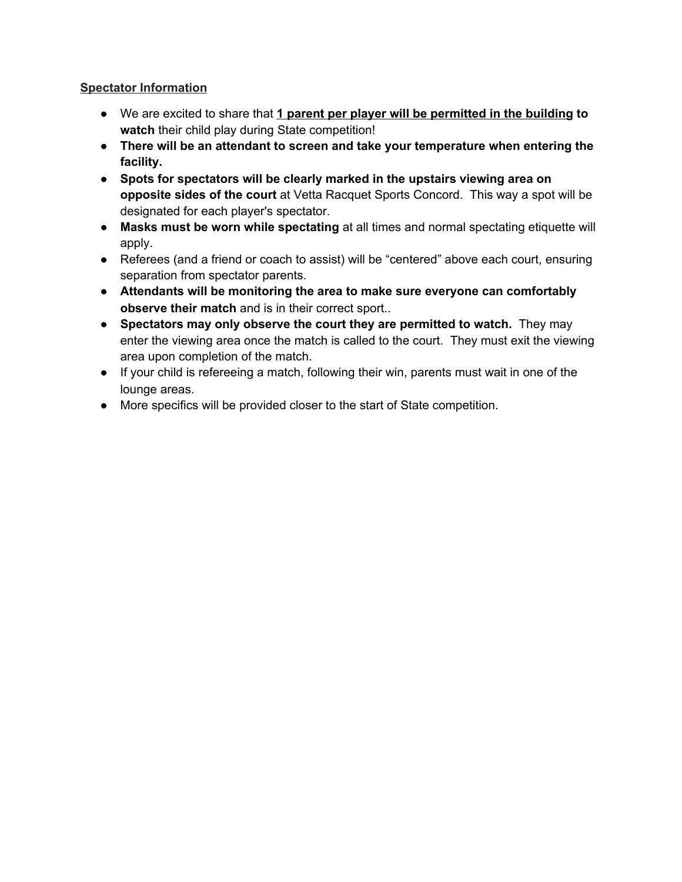**Spectator Information**

- We are excited to share that **1 parent per player will be permitted in the building to watch** their child play during State competition!
- **There will be an attendant to screen and take your temperature when entering the facility.**
- **Spots for spectators will be clearly marked in the upstairs viewing area on opposite sides of the court** at Vetta Racquet Sports Concord. This way a spot will be designated for each player's spectator.
- **Masks must be worn while spectating** at all times and normal spectating etiquette will apply.
- Referees (and a friend or coach to assist) will be "centered" above each court, ensuring separation from spectator parents.
- **Attendants will be monitoring the area to make sure everyone can comfortably observe their match** and is in their correct sport..
- **Spectators may only observe the court they are permitted to watch.** They may enter the viewing area once the match is called to the court. They must exit the viewing area upon completion of the match.
- If your child is refereeing a match, following their win, parents must wait in one of the lounge areas.
- More specifics will be provided closer to the start of State competition.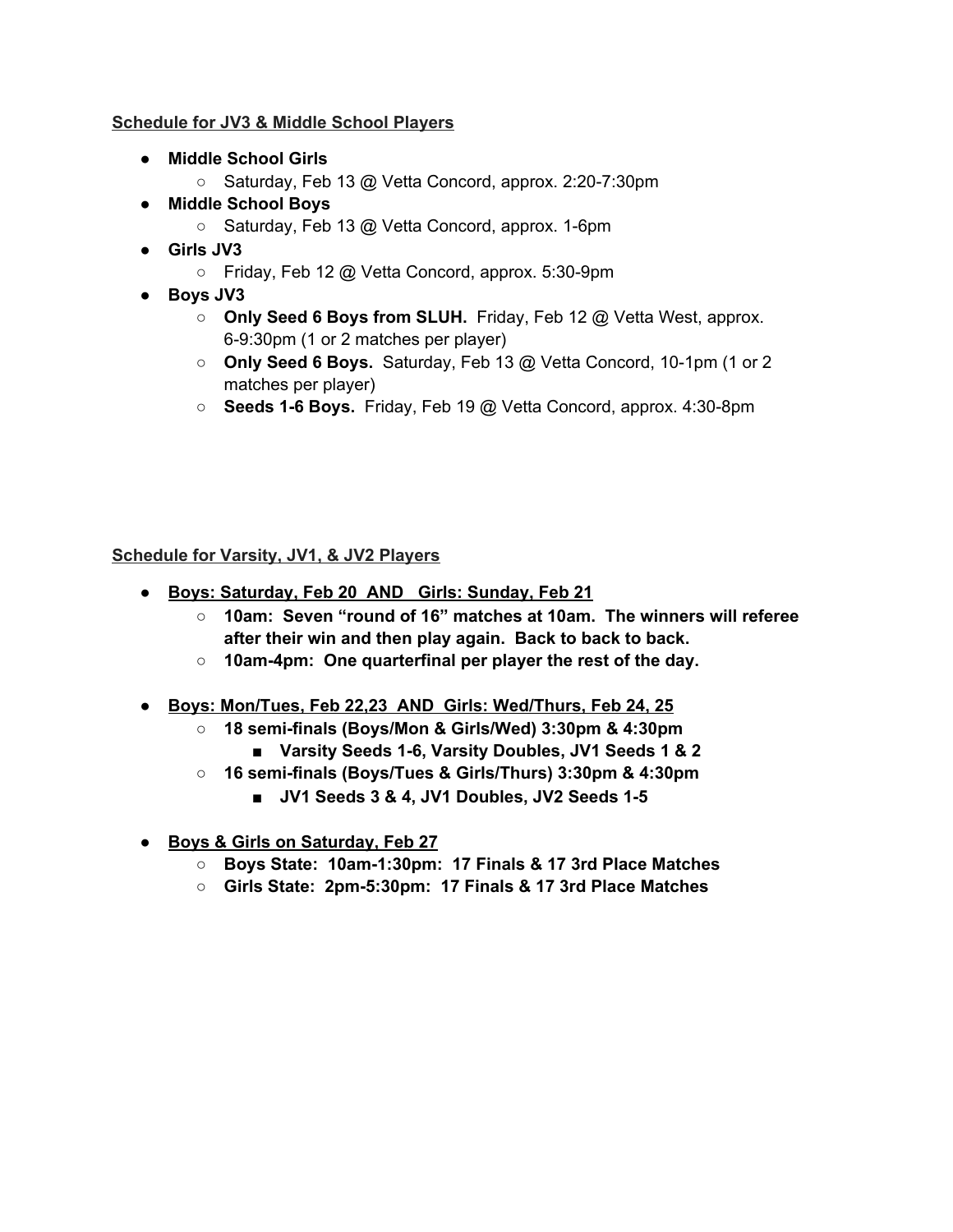**Schedule for JV3 & Middle School Players**

- **Middle School Girls**
  - Saturday, Feb 13 @ Vetta Concord, approx. 2:20-7:30pm
- **Middle School Boys**
  - Saturday, Feb 13 @ Vetta Concord, approx. 1-6pm
- **Girls JV3**
  - Friday, Feb 12 @ Vetta Concord, approx. 5:30-9pm
- **Boys JV3**
  - **Only Seed 6 Boys from SLUH.** Friday, Feb 12 @ Vetta West, approx. 6-9:30pm (1 or 2 matches per player)
  - **Only Seed 6 Boys.** Saturday, Feb 13 @ Vetta Concord, 10-1pm (1 or 2 matches per player)
  - **Seeds 1-6 Boys.** Friday, Feb 19 @ Vetta Concord, approx. 4:30-8pm

**Schedule for Varsity, JV1, & JV2 Players**

- **Boys: Saturday, Feb 20 AND Girls: Sunday, Feb 21**
  - **10am: Seven "round of 16" matches at 10am. The winners will referee after their win and then play again. Back to back to back.**
  - **10am-4pm: One quarterfinal per player the rest of the day.**

- **Boys: Mon/Tues, Feb 22,23 AND Girls: Wed/Thurs, Feb 24, 25**
  - **18 semi-finals (Boys/Mon & Girls/Wed) 3:30pm & 4:30pm**
    - **Varsity Seeds 1-6, Varsity Doubles, JV1 Seeds 1 & 2**
  - **16 semi-finals (Boys/Tues & Girls/Thurs) 3:30pm & 4:30pm**
    - **JV1 Seeds 3 & 4, JV1 Doubles, JV2 Seeds 1-5**

- **Boys & Girls on Saturday, Feb 27**
  - **Boys State: 10am-1:30pm: 17 Finals & 17 3rd Place Matches**
  - **Girls State: 2pm-5:30pm: 17 Finals & 17 3rd Place Matches**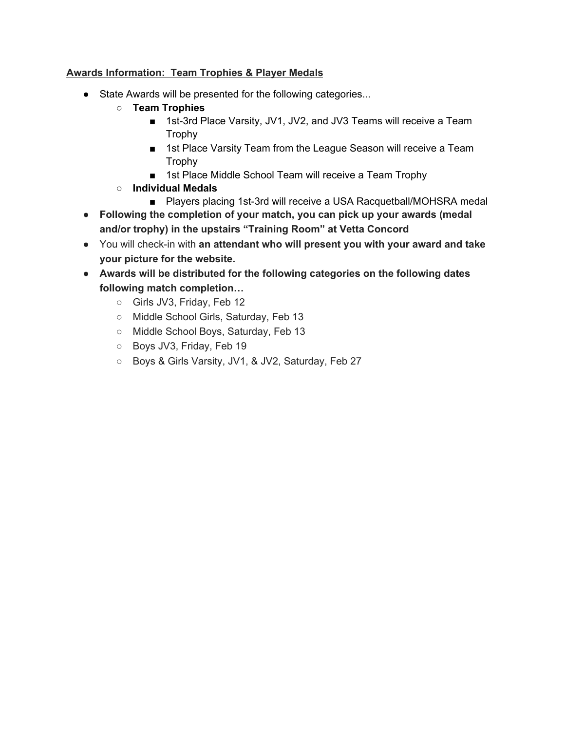**Awards Information: Team Trophies & Player Medals**

- State Awards will be presented for the following categories...
    - **Team Trophies**
        - 1st-3rd Place Varsity, JV1, JV2, and JV3 Teams will receive a Team Trophy
        - 1st Place Varsity Team from the League Season will receive a Team Trophy
        - 1st Place Middle School Team will receive a Team Trophy
    - **Individual Medals**
        - Players placing 1st-3rd will receive a USA Racquetball/MOHSRA medal
- **Following the completion of your match, you can pick up your awards (medal and/or trophy) in the upstairs "Training Room" at Vetta Concord**
- You will check-in with **an attendant who will present you with your award and take your picture for the website.**
- **Awards will be distributed for the following categories on the following dates following match completion…**
    - Girls JV3, Friday, Feb 12
    - Middle School Girls, Saturday, Feb 13
    - Middle School Boys, Saturday, Feb 13
    - Boys JV3, Friday, Feb 19
    - Boys & Girls Varsity, JV1, & JV2, Saturday, Feb 27